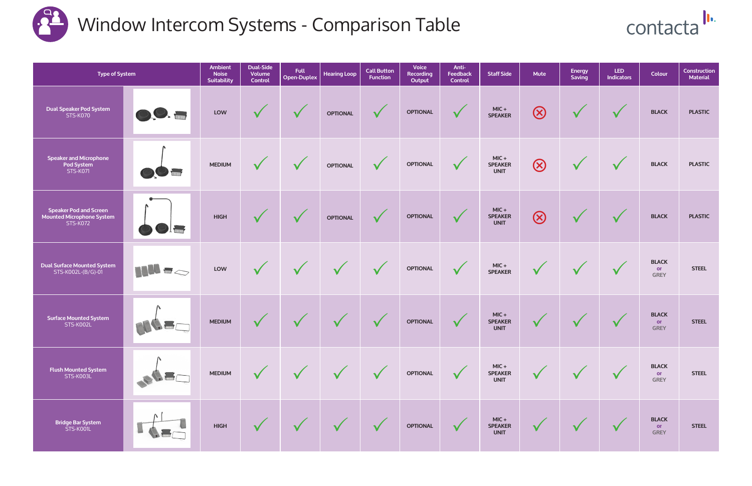# Window Intercom Systems - Comparison Table

contacta

| Type of System | Ambient Noise Suitability | Dual-Side Volume Control | Full Open-Duplex | Hearing Loop | Call Button Function | Voice Recording Output | Anti-Feedback Control | Staff Side | Mute | Energy Saving | LED Indicators | Colour | Construction Material |
|---|---|---|---|---|---|---|---|---|---|---|---|---|---|
| Dual Speaker Pod System STS-K070 | LOW | ✓ | ✓ | OPTIONAL | ✓ | OPTIONAL | ✓ | MIC + SPEAKER | ✗ | ✓ | ✓ | BLACK | PLASTIC |
| Speaker and Microphone Pod System STS-K071 | MEDIUM | ✓ | ✓ | OPTIONAL | ✓ | OPTIONAL | ✓ | MIC + SPEAKER UNIT | ✗ | ✓ | ✓ | BLACK | PLASTIC |
| Speaker Pod and Screen Mounted Microphone System STS-K072 | HIGH | ✓ | ✓ | OPTIONAL | ✓ | OPTIONAL | ✓ | MIC + SPEAKER UNIT | ✗ | ✓ | ✓ | BLACK | PLASTIC |
| Dual Surface Mounted System STS-K002L-(B/G)-01 | LOW | ✓ | ✓ | ✓ | ✓ | OPTIONAL | ✓ | MIC + SPEAKER | ✓ | ✓ | ✓ | BLACK or GREY | STEEL |
| Surface Mounted System STS-K002L | MEDIUM | ✓ | ✓ | ✓ | ✓ | OPTIONAL | ✓ | MIC + SPEAKER UNIT | ✓ | ✓ | ✓ | BLACK or GREY | STEEL |
| Flush Mounted System STS-K003L | MEDIUM | ✓ | ✓ | ✓ | ✓ | OPTIONAL | ✓ | MIC + SPEAKER UNIT | ✓ | ✓ | ✓ | BLACK or GREY | STEEL |
| Bridge Bar System STS-K001L | HIGH | ✓ | ✓ | ✓ | ✓ | OPTIONAL | ✓ | MIC + SPEAKER UNIT | ✓ | ✓ | ✓ | BLACK or GREY | STEEL |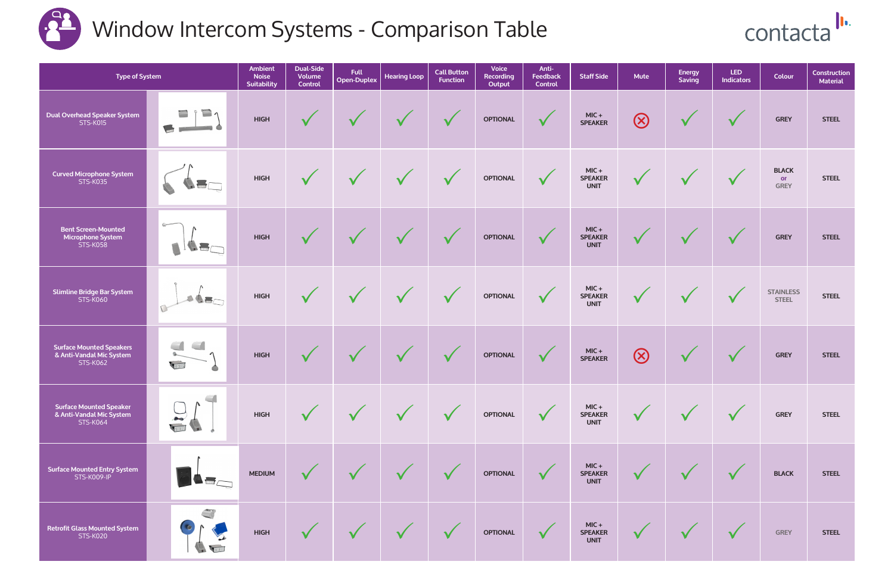# Window Intercom Systems - Comparison Table

contacta

| Type of System | Ambient Noise Suitability | Dual-Side Volume Control | Full Open-Duplex | Hearing Loop | Call Button Function | Voice Recording Output | Anti-Feedback Control | Staff Side | Mute | Energy Saving | LED Indicators | Colour | Construction Material |
|---|---|---|---|---|---|---|---|---|---|---|---|---|---|
| Dual Overhead Speaker System STS-K015 | HIGH | ✓ | ✓ | ✓ | ✓ | OPTIONAL | ✓ | MIC + SPEAKER | ⊗ | ✓ | ✓ | GREY | STEEL |
| Curved Microphone System STS-K035 | HIGH | ✓ | ✓ | ✓ | ✓ | OPTIONAL | ✓ | MIC + SPEAKER UNIT | ✓ | ✓ | ✓ | BLACK or GREY | STEEL |
| Bent Screen-Mounted Microphone System STS-K058 | HIGH | ✓ | ✓ | ✓ | ✓ | OPTIONAL | ✓ | MIC + SPEAKER UNIT | ✓ | ✓ | ✓ | GREY | STEEL |
| Slimline Bridge Bar System STS-K060 | HIGH | ✓ | ✓ | ✓ | ✓ | OPTIONAL | ✓ | MIC + SPEAKER UNIT | ✓ | ✓ | ✓ | STAINLESS STEEL | STEEL |
| Surface Mounted Speakers & Anti-Vandal Mic System STS-K062 | HIGH | ✓ | ✓ | ✓ | ✓ | OPTIONAL | ✓ | MIC + SPEAKER | ⊗ | ✓ | ✓ | GREY | STEEL |
| Surface Mounted Speaker & Anti-Vandal Mic System STS-K064 | HIGH | ✓ | ✓ | ✓ | ✓ | OPTIONAL | ✓ | MIC + SPEAKER UNIT | ✓ | ✓ | ✓ | GREY | STEEL |
| Surface Mounted Entry System STS-K009-IP | MEDIUM | ✓ | ✓ | ✓ | ✓ | OPTIONAL | ✓ | MIC + SPEAKER UNIT | ✓ | ✓ | ✓ | BLACK | STEEL |
| Retrofit Glass Mounted System STS-K020 | HIGH | ✓ | ✓ | ✓ | ✓ | OPTIONAL | ✓ | MIC + SPEAKER UNIT | ✓ | ✓ | ✓ | GREY | STEEL |